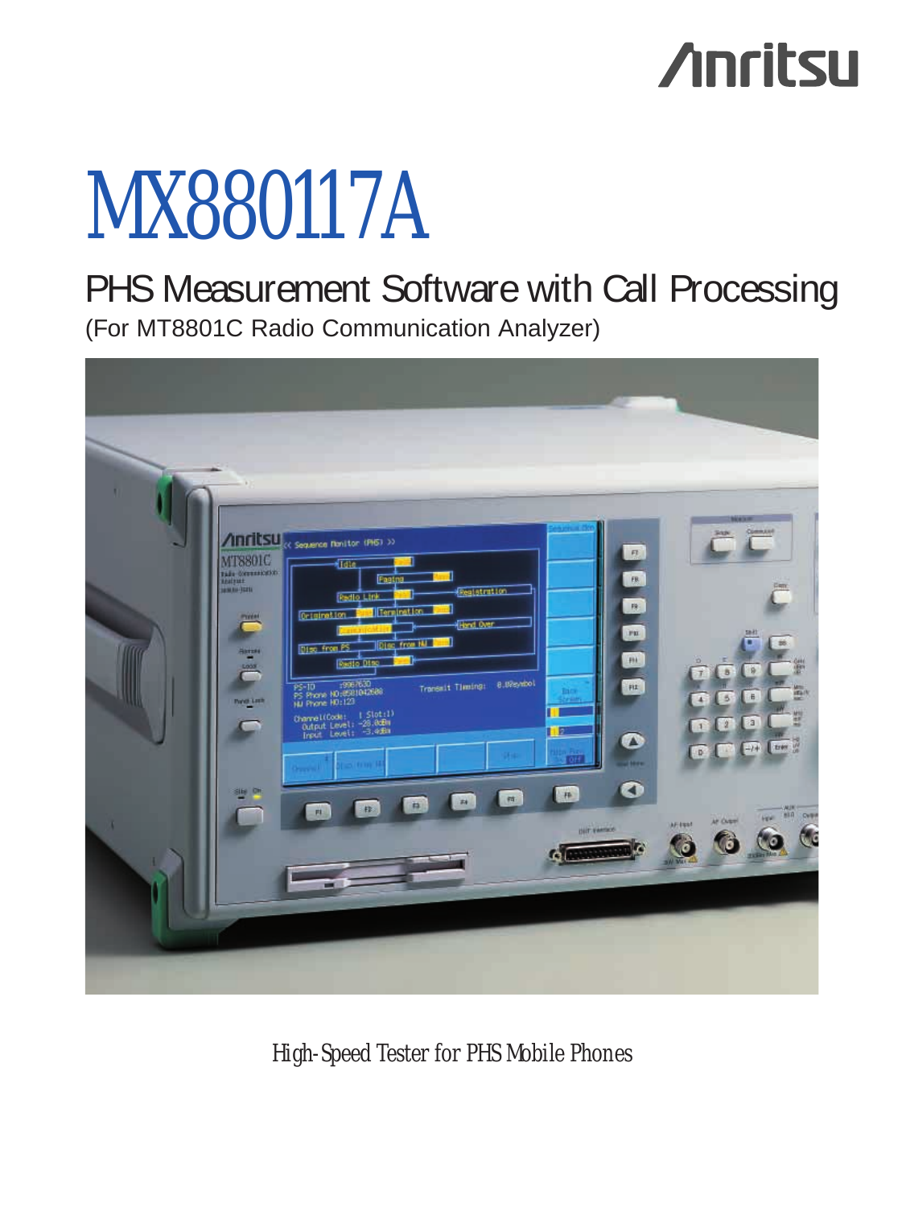Anritsu

# MX880117A

## PHS Measurement Software with Call Processing

(For MT8801C Radio Communication Analyzer)

*High-Speed Tester for PHS Mobile Phones*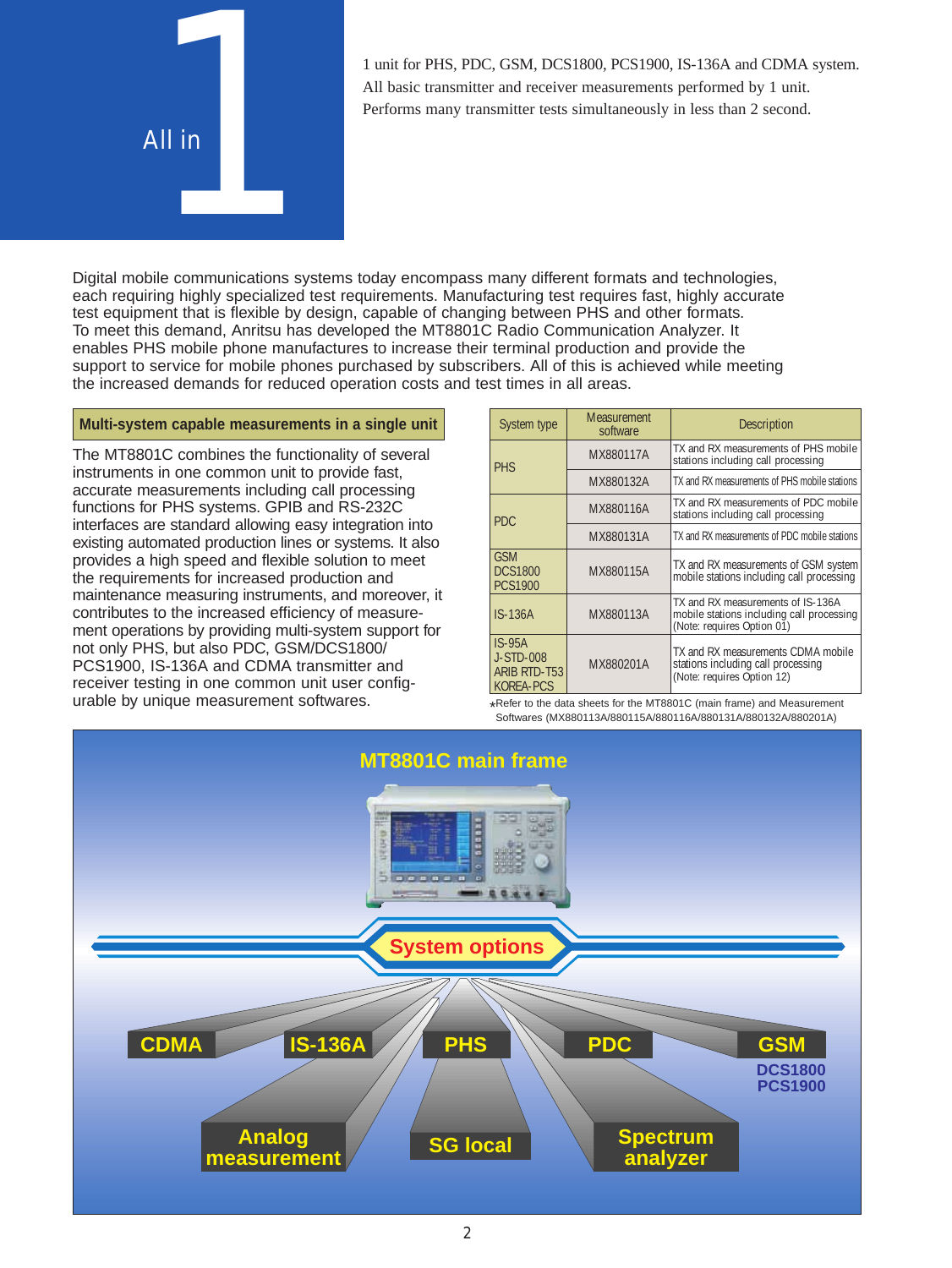# All in 1

1 unit for PHS, PDC, GSM, DCS1800, PCS1900, IS-136A and CDMA system.
All basic transmitter and receiver measurements performed by 1 unit.
Performs many transmitter tests simultaneously in less than 2 second.

Digital mobile communications systems today encompass many different formats and technologies, each requiring highly specialized test requirements. Manufacturing test requires fast, highly accurate test equipment that is flexible by design, capable of changing between PHS and other formats.
To meet this demand, Anritsu has developed the MT8801C Radio Communication Analyzer. It enables PHS mobile phone manufactures to increase their terminal production and provide the support to service for mobile phones purchased by subscribers. All of this is achieved while meeting the increased demands for reduced operation costs and test times in all areas.

## Multi-system capable measurements in a single unit

The MT8801C combines the functionality of several instruments in one common unit to provide fast, accurate measurements including call processing functions for PHS systems. GPIB and RS-232C interfaces are standard allowing easy integration into existing automated production lines or systems. It also provides a high speed and flexible solution to meet the requirements for increased production and maintenance measuring instruments, and moreover, it contributes to the increased efficiency of measurement operations by providing multi-system support for not only PHS, but also PDC, GSM/DCS1800/PCS1900, IS-136A and CDMA transmitter and receiver testing in one common unit user configurable by unique measurement softwares.

| System type | Measurement software | Description |
|---|---|---|
| PHS | MX880117A | TX and RX measurements of PHS mobile stations including call processing |
| | MX880132A | TX and RX measurements of PHS mobile stations |
| PDC | MX880116A | TX and RX measurements of PDC mobile stations including call processing |
| | MX880131A | TX and RX measurements of PDC mobile stations |
| GSM DCS1800 PCS1900 | MX880115A | TX and RX measurements of GSM system mobile stations including call processing |
| IS-136A | MX880113A | TX and RX measurements of IS-136A mobile stations including call processing (Note: requires Option 01) |
| IS-95A J-STD-008 ARIB RTD-T53 KOREA-PCS | MX880201A | TX and RX measurements CDMA mobile stations including call processing (Note: requires Option 12) |

*Refer to the data sheets for the MT8801C (main frame) and Measurement Softwares (MX880113A/880115A/880116A/880131A/880132A/880201A)

MT8801C main frame

System options

CDMA · IS-136A · PHS · PDC · GSM (DCS1800, PCS1900)

Analog measurement · SG local · Spectrum analyzer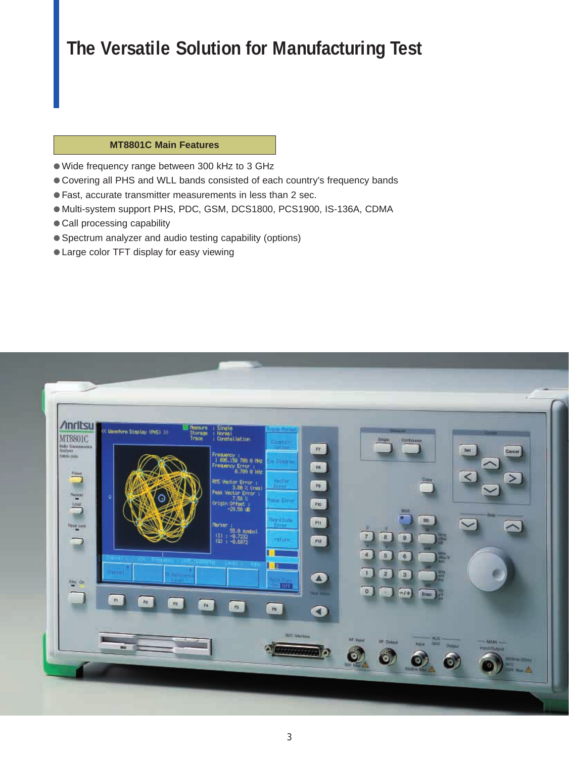# The Versatile Solution for Manufacturing Test

**MT8801C Main Features**

- Wide frequency range between 300 kHz to 3 GHz
- Covering all PHS and WLL bands consisted of each country's frequency bands
- Fast, accurate transmitter measurements in less than 2 sec.
- Multi-system support PHS, PDC, GSM, DCS1800, PCS1900, IS-136A, CDMA
- Call processing capability
- Spectrum analyzer and audio testing capability (options)
- Large color TFT display for easy viewing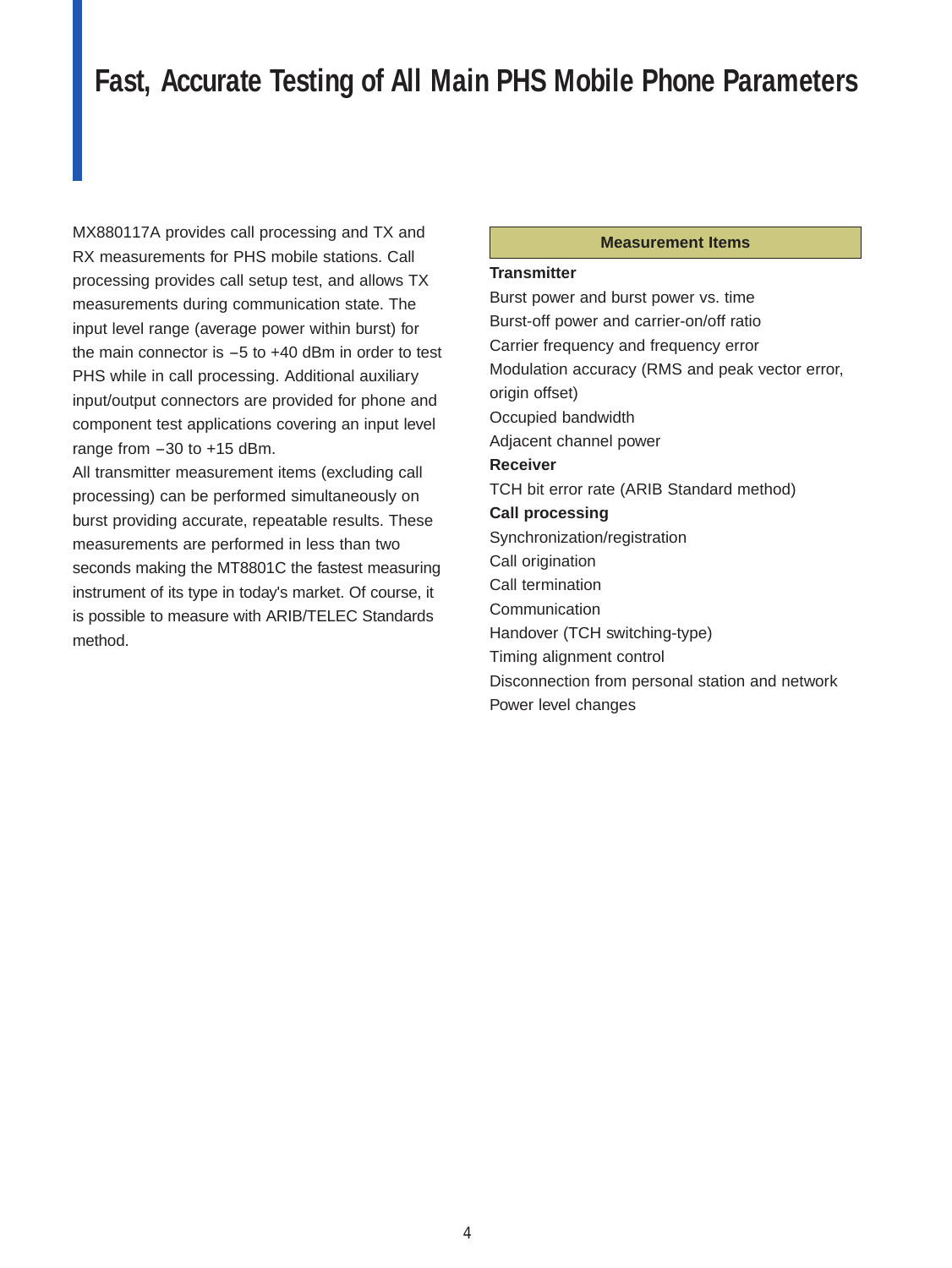# Fast, Accurate Testing of All Main PHS Mobile Phone Parameters

MX880117A provides call processing and TX and RX measurements for PHS mobile stations. Call processing provides call setup test, and allows TX measurements during communication state. The input level range (average power within burst) for the main connector is −5 to +40 dBm in order to test PHS while in call processing. Additional auxiliary input/output connectors are provided for phone and component test applications covering an input level range from −30 to +15 dBm.

All transmitter measurement items (excluding call processing) can be performed simultaneously on burst providing accurate, repeatable results. These measurements are performed in less than two seconds making the MT8801C the fastest measuring instrument of its type in today's market. Of course, it is possible to measure with ARIB/TELEC Standards method.

| Measurement Items |
|---|

**Transmitter**

Burst power and burst power vs. time
Burst-off power and carrier-on/off ratio
Carrier frequency and frequency error
Modulation accuracy (RMS and peak vector error, origin offset)
Occupied bandwidth
Adjacent channel power

**Receiver**

TCH bit error rate (ARIB Standard method)

**Call processing**

Synchronization/registration
Call origination
Call termination
Communication
Handover (TCH switching-type)
Timing alignment control
Disconnection from personal station and network
Power level changes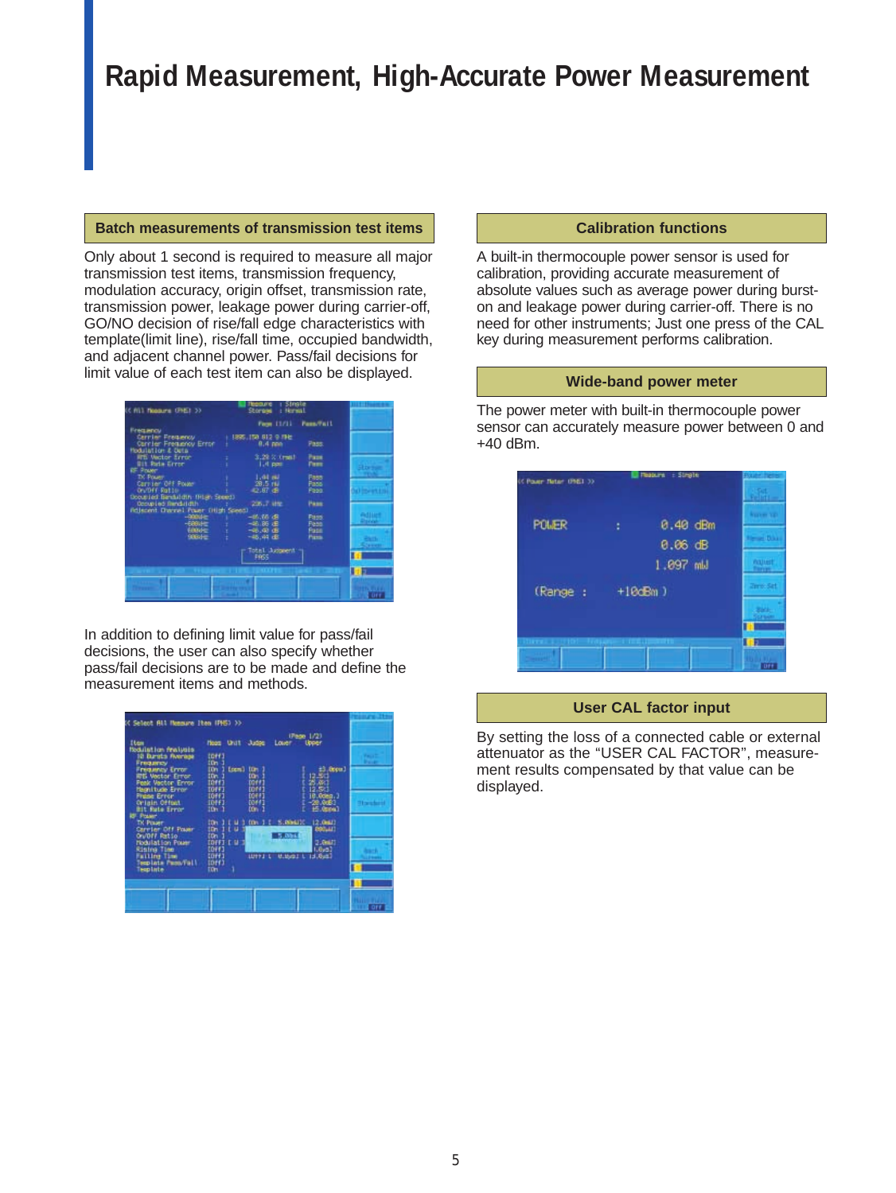# Rapid Measurement, High-Accurate Power Measurement

## Batch measurements of transmission test items

Only about 1 second is required to measure all major transmission test items, transmission frequency, modulation accuracy, origin offset, transmission rate, transmission power, leakage power during carrier-off, GO/NO decision of rise/fall edge characteristics with template(limit line), rise/fall time, occupied bandwidth, and adjacent channel power. Pass/fail decisions for limit value of each test item can also be displayed.

In addition to defining limit value for pass/fail decisions, the user can also specify whether pass/fail decisions are to be made and define the measurement items and methods.

## Calibration functions

A built-in thermocouple power sensor is used for calibration, providing accurate measurement of absolute values such as average power during burst-on and leakage power during carrier-off. There is no need for other instruments; Just one press of the CAL key during measurement performs calibration.

## Wide-band power meter

The power meter with built-in thermocouple power sensor can accurately measure power between 0 and +40 dBm.

## User CAL factor input

By setting the loss of a connected cable or external attenuator as the “USER CAL FACTOR”, measurement results compensated by that value can be displayed.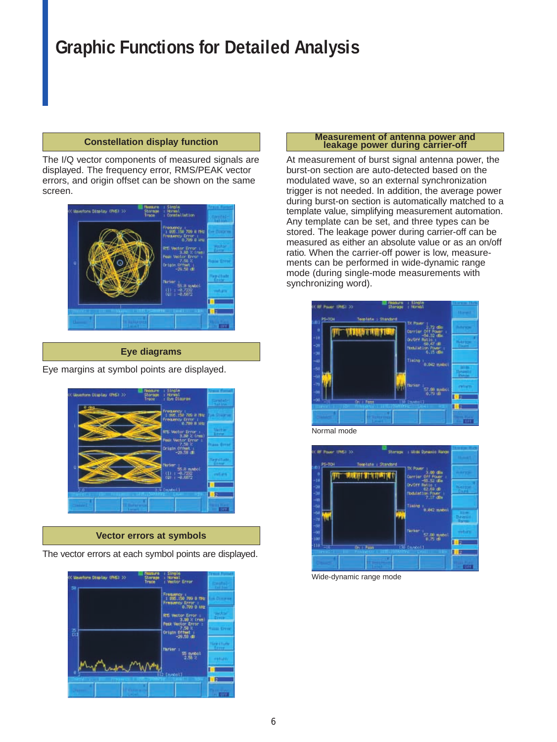# Graphic Functions for Detailed Analysis

## Constellation display function

The I/Q vector components of measured signals are displayed. The frequency error, RMS/PEAK vector errors, and origin offset can be shown on the same screen.

## Eye diagrams

Eye margins at symbol points are displayed.

## Vector errors at symbols

The vector errors at each symbol points are displayed.

## Measurement of antenna power and leakage power during carrier-off

At measurement of burst signal antenna power, the burst-on section are auto-detected based on the modulated wave, so an external synchronization trigger is not needed. In addition, the average power during burst-on section is automatically matched to a template value, simplifying measurement automation. Any template can be set, and three types can be stored. The leakage power during carrier-off can be measured as either an absolute value or as an on/off ratio. When the carrier-off power is low, measurements can be performed in wide-dynamic range mode (during single-mode measurements with synchronizing word).

Normal mode

Wide-dynamic range mode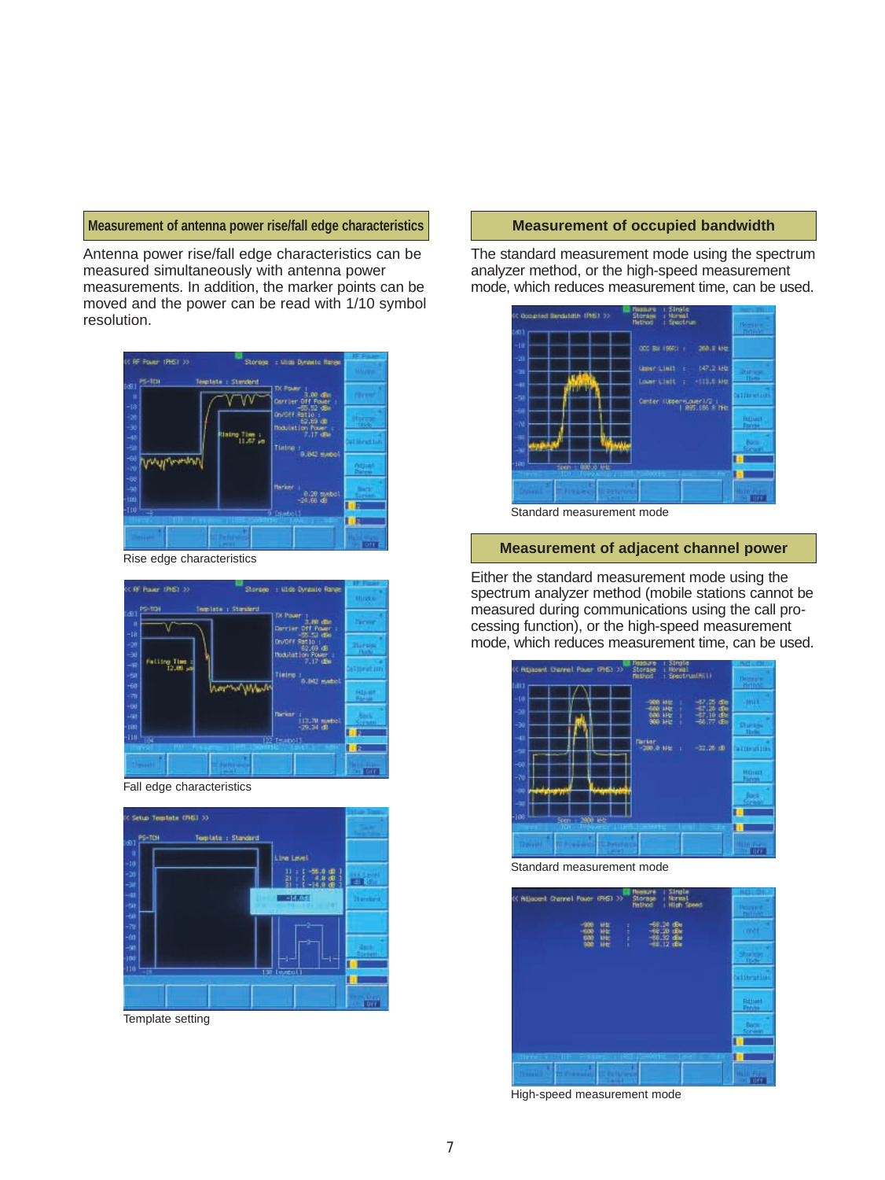## Measurement of antenna power rise/fall edge characteristics

Antenna power rise/fall edge characteristics can be measured simultaneously with antenna power measurements. In addition, the marker points can be moved and the power can be read with 1/10 symbol resolution.

Rise edge characteristics

Fall edge characteristics

Template setting

## Measurement of occupied bandwidth

The standard measurement mode using the spectrum analyzer method, or the high-speed measurement mode, which reduces measurement time, can be used.

Standard measurement mode

## Measurement of adjacent channel power

Either the standard measurement mode using the spectrum analyzer method (mobile stations cannot be measured during communications using the call processing function), or the high-speed measurement mode, which reduces measurement time, can be used.

Standard measurement mode

High-speed measurement mode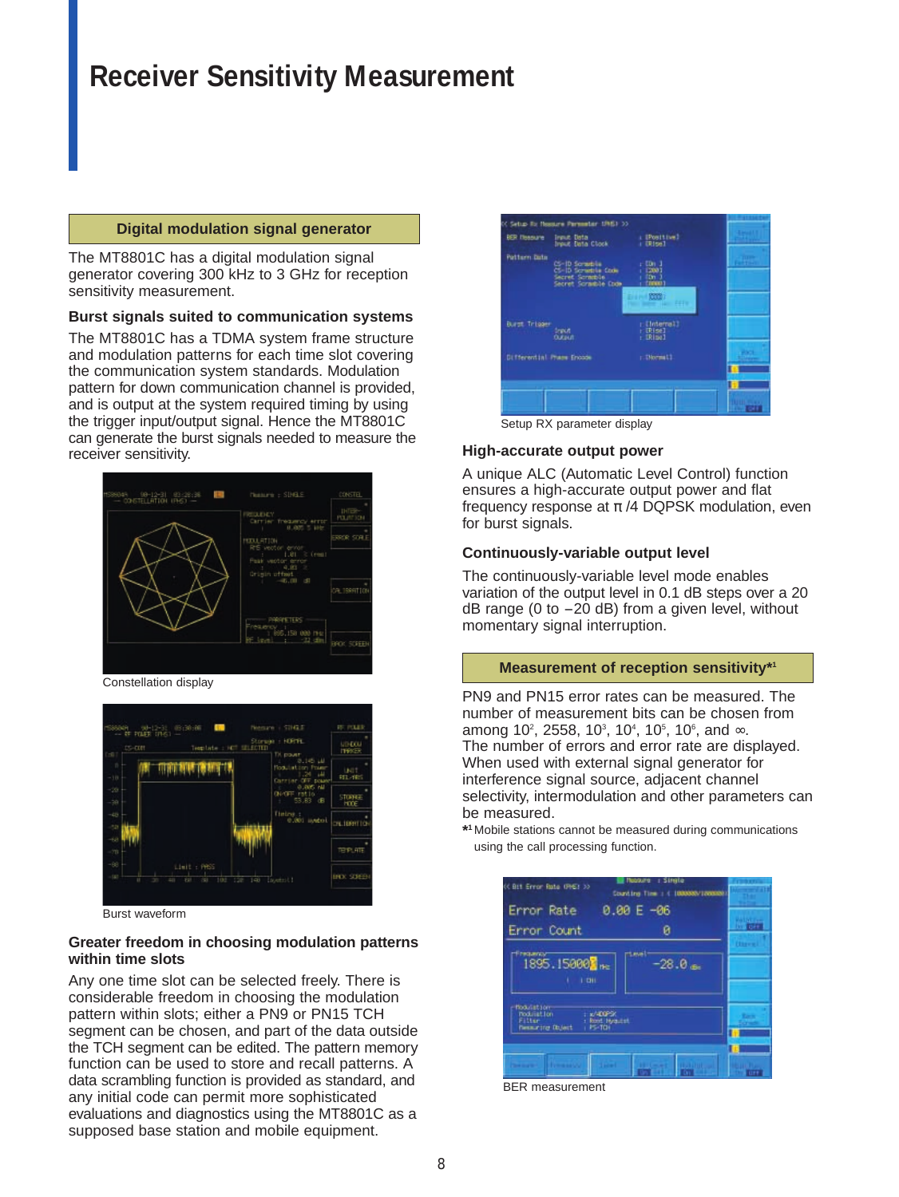# Receiver Sensitivity Measurement

## Digital modulation signal generator

The MT8801C has a digital modulation signal generator covering 300 kHz to 3 GHz for reception sensitivity measurement.

### Burst signals suited to communication systems

The MT8801C has a TDMA system frame structure and modulation patterns for each time slot covering the communication system standards. Modulation pattern for down communication channel is provided, and is output at the system required timing by using the trigger input/output signal. Hence the MT8801C can generate the burst signals needed to measure the receiver sensitivity.

Constellation display

Burst waveform

### Greater freedom in choosing modulation patterns within time slots

Any one time slot can be selected freely. There is considerable freedom in choosing the modulation pattern within slots; either a PN9 or PN15 TCH segment can be chosen, and part of the data outside the TCH segment can be edited. The pattern memory function can be used to store and recall patterns. A data scrambling function is provided as standard, and any initial code can permit more sophisticated evaluations and diagnostics using the MT8801C as a supposed base station and mobile equipment.

Setup RX parameter display

### High-accurate output power

A unique ALC (Automatic Level Control) function ensures a high-accurate output power and flat frequency response at $\pi/4$ DQPSK modulation, even for burst signals.

### Continuously-variable output level

The continuously-variable level mode enables variation of the output level in 0.1 dB steps over a 20 dB range (0 to −20 dB) from a given level, without momentary signal interruption.

## Measurement of reception sensitivity*[1]

PN9 and PN15 error rates can be measured. The number of measurement bits can be chosen from among $10^2$, 2558, $10^3$, $10^4$, $10^5$, $10^6$, and ∞.
The number of errors and error rate are displayed. When used with external signal generator for interference signal source, adjacent channel selectivity, intermodulation and other parameters can be measured.

*[1] Mobile stations cannot be measured during communications using the call processing function.

BER measurement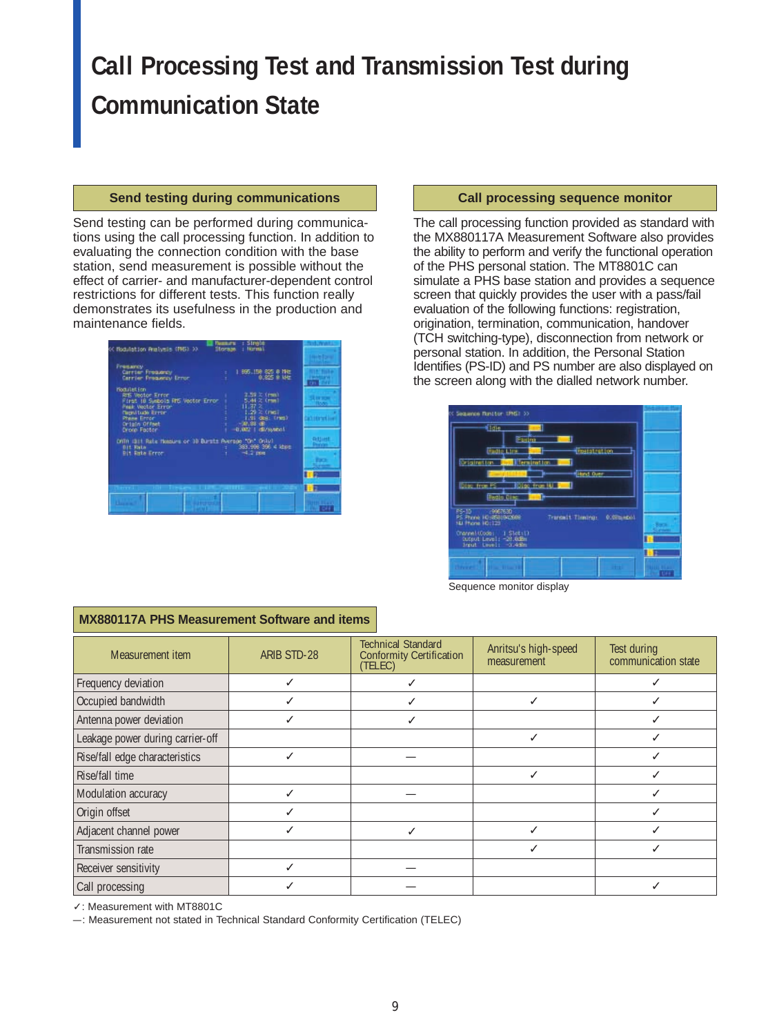# Call Processing Test and Transmission Test during Communication State

## Send testing during communications

Send testing can be performed during communications using the call processing function. In addition to evaluating the connection condition with the base station, send measurement is possible without the effect of carrier- and manufacturer-dependent control restrictions for different tests. This function really demonstrates its usefulness in the production and maintenance fields.

## Call processing sequence monitor

The call processing function provided as standard with the MX880117A Measurement Software also provides the ability to perform and verify the functional operation of the PHS personal station. The MT8801C can simulate a PHS base station and provides a sequence screen that quickly provides the user with a pass/fail evaluation of the following functions: registration, origination, termination, communication, handover (TCH switching-type), disconnection from network or personal station. In addition, the Personal Station Identifies (PS-ID) and PS number are also displayed on the screen along with the dialled network number.

Sequence monitor display

## MX880117A PHS Measurement Software and items

| Measurement item | ARIB STD-28 | Technical Standard Conformity Certification (TELEC) | Anritsu's high-speed measurement | Test during communication state |
|---|---|---|---|---|
| Frequency deviation | ✓ | ✓ | | ✓ |
| Occupied bandwidth | ✓ | ✓ | ✓ | ✓ |
| Antenna power deviation | ✓ | ✓ | | ✓ |
| Leakage power during carrier-off | | | ✓ | ✓ |
| Rise/fall edge characteristics | ✓ | — | | ✓ |
| Rise/fall time | | | ✓ | ✓ |
| Modulation accuracy | ✓ | — | | ✓ |
| Origin offset | ✓ | | | ✓ |
| Adjacent channel power | ✓ | ✓ | ✓ | ✓ |
| Transmission rate | | | ✓ | ✓ |
| Receiver sensitivity | ✓ | — | | |
| Call processing | ✓ | — | | ✓ |

✓: Measurement with MT8801C
—: Measurement not stated in Technical Standard Conformity Certification (TELEC)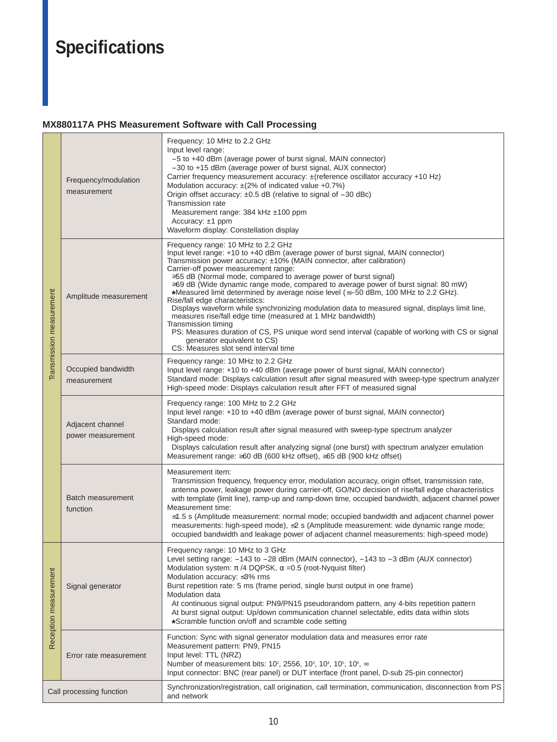# Specifications

### MX880117A PHS Measurement Software with Call Processing

| | | |
|---|---|---|
| Transmission measurement | Frequency/modulation measurement | Frequency: 10 MHz to 2.2 GHz<br>Input level range:<br>−5 to +40 dBm (average power of burst signal, MAIN connector)<br>−30 to +15 dBm (average power of burst signal, AUX connector)<br>Carrier frequency measurement accuracy: ±(reference oscillator accuracy +10 Hz)<br>Modulation accuracy: ±(2% of indicated value +0.7%)<br>Origin offset accuracy: ±0.5 dB (relative to signal of −30 dBc)<br>Transmission rate<br>Measurement range: 384 kHz ±100 ppm<br>Accuracy: ±1 ppm<br>Waveform display: Constellation display |
| | Amplitude measurement | Frequency range: 10 MHz to 2.2 GHz<br>Input level range: +10 to +40 dBm (average power of burst signal, MAIN connector)<br>Transmission power accuracy: ±10% (MAIN connector, after calibration)<br>Carrier-off power measurement range:<br>≥55 dB (Normal mode, compared to average power of burst signal)<br>≥69 dB (Wide dynamic range mode, compared to average power of burst signal: 80 mW)<br>*Measured limit determined by average noise level (≤−50 dBm, 100 MHz to 2.2 GHz).<br>Rise/fall edge characteristics:<br>Displays waveform while synchronizing modulation data to measured signal, displays limit line, measures rise/fall edge time (measured at 1 MHz bandwidth)<br>Transmission timing<br>PS: Measures duration of CS, PS unique word send interval (capable of working with CS or signal generator equivalent to CS)<br>CS: Measures slot send interval time |
| | Occupied bandwidth measurement | Frequency range: 10 MHz to 2.2 GHz<br>Input level range: +10 to +40 dBm (average power of burst signal, MAIN connector)<br>Standard mode: Displays calculation result after signal measured with sweep-type spectrum analyzer<br>High-speed mode: Displays calculation result after FFT of measured signal |
| | Adjacent channel power measurement | Frequency range: 100 MHz to 2.2 GHz<br>Input level range: +10 to +40 dBm (average power of burst signal, MAIN connector)<br>Standard mode:<br>Displays calculation result after signal measured with sweep-type spectrum analyzer<br>High-speed mode:<br>Displays calculation result after analyzing signal (one burst) with spectrum analyzer emulation<br>Measurement range: ≥60 dB (600 kHz offset), ≥65 dB (900 kHz offset) |
| | Batch measurement function | Measurement item:<br>Transmission frequency, frequency error, modulation accuracy, origin offset, transmission rate, antenna power, leakage power during carrier-off, GO/NO decision of rise/fall edge characteristics with template (limit line), ramp-up and ramp-down time, occupied bandwidth, adjacent channel power<br>Measurement time:<br>≤1.5 s (Amplitude measurement: normal mode; occupied bandwidth and adjacent channel power measurements: high-speed mode), ≤2 s (Amplitude measurement: wide dynamic range mode; occupied bandwidth and leakage power of adjacent channel measurements: high-speed mode) |
| Reception measurement | Signal generator | Frequency range: 10 MHz to 3 GHz<br>Level setting range: −143 to −28 dBm (MAIN connector), −143 to −3 dBm (AUX connector)<br>Modulation system: $\pi/4$ DQPSK, $\alpha$ =0.5 (root-Nyquist filter)<br>Modulation accuracy: ≤3% rms<br>Burst repetition rate: 5 ms (frame period, single burst output in one frame)<br>Modulation data<br>At continuous signal output: PN9/PN15 pseudorandom pattern, any 4-bits repetition pattern<br>At burst signal output: Up/down communication channel selectable, edits data within slots<br>*Scramble function on/off and scramble code setting |
| | Error rate measurement | Function: Sync with signal generator modulation data and measures error rate<br>Measurement pattern: PN9, PN15<br>Input level: TTL (NRZ)<br>Number of measurement bits: $10^2$, 2556, $10^3$, $10^4$, $10^5$, $10^6$, ∞<br>Input connector: BNC (rear panel) or DUT interface (front panel, D-sub 25-pin connector) |
| Call processing function | | Synchronization/registration, call origination, call termination, communication, disconnection from PS and network |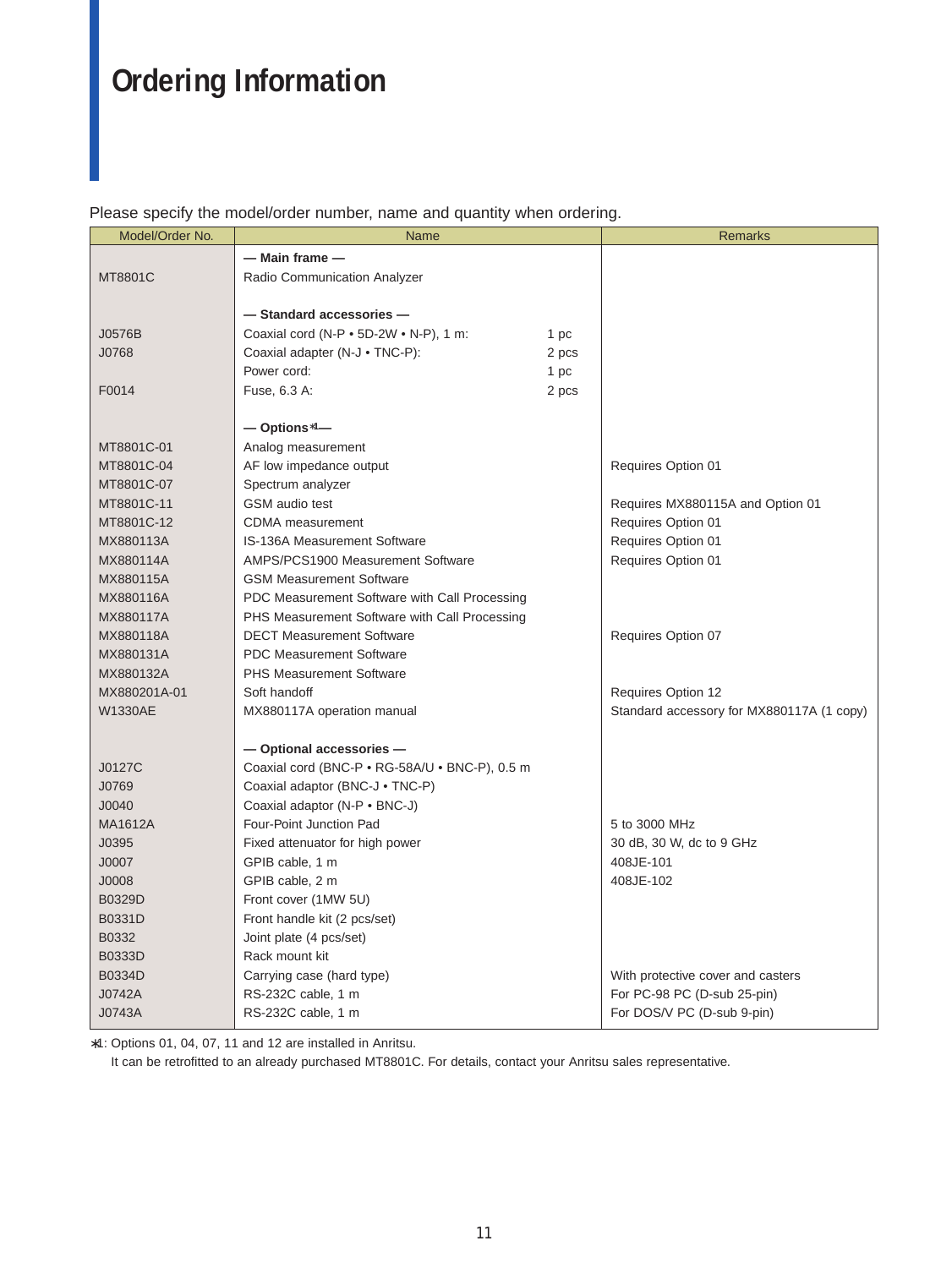# Ordering Information

Please specify the model/order number, name and quantity when ordering.

| Model/Order No. | Name | | Remarks |
|---|---|---|---|
| | **— Main frame —** | | |
| MT8801C | Radio Communication Analyzer | | |
| | **— Standard accessories —** | | |
| J0576B | Coaxial cord (N-P • 5D-2W • N-P), 1 m: | 1 pc | |
| J0768 | Coaxial adapter (N-J • TNC-P): | 2 pcs | |
| | Power cord: | 1 pc | |
| F0014 | Fuse, 6.3 A: | 2 pcs | |
| | **— Options*1 —** | | |
| MT8801C-01 | Analog measurement | | |
| MT8801C-04 | AF low impedance output | | Requires Option 01 |
| MT8801C-07 | Spectrum analyzer | | |
| MT8801C-11 | GSM audio test | | Requires MX880115A and Option 01 |
| MT8801C-12 | CDMA measurement | | Requires Option 01 |
| MX880113A | IS-136A Measurement Software | | Requires Option 01 |
| MX880114A | AMPS/PCS1900 Measurement Software | | Requires Option 01 |
| MX880115A | GSM Measurement Software | | |
| MX880116A | PDC Measurement Software with Call Processing | | |
| MX880117A | PHS Measurement Software with Call Processing | | |
| MX880118A | DECT Measurement Software | | Requires Option 07 |
| MX880131A | PDC Measurement Software | | |
| MX880132A | PHS Measurement Software | | |
| MX880201A-01 | Soft handoff | | Requires Option 12 |
| W1330AE | MX880117A operation manual | | Standard accessory for MX880117A (1 copy) |
| | **— Optional accessories —** | | |
| J0127C | Coaxial cord (BNC-P • RG-58A/U • BNC-P), 0.5 m | | |
| J0769 | Coaxial adaptor (BNC-J • TNC-P) | | |
| J0040 | Coaxial adaptor (N-P • BNC-J) | | |
| MA1612A | Four-Point Junction Pad | | 5 to 3000 MHz |
| J0395 | Fixed attenuator for high power | | 30 dB, 30 W, dc to 9 GHz |
| J0007 | GPIB cable, 1 m | | 408JE-101 |
| J0008 | GPIB cable, 2 m | | 408JE-102 |
| B0329D | Front cover (1MW 5U) | | |
| B0331D | Front handle kit (2 pcs/set) | | |
| B0332 | Joint plate (4 pcs/set) | | |
| B0333D | Rack mount kit | | |
| B0334D | Carrying case (hard type) | | With protective cover and casters |
| J0742A | RS-232C cable, 1 m | | For PC-98 PC (D-sub 25-pin) |
| J0743A | RS-232C cable, 1 m | | For DOS/V PC (D-sub 9-pin) |

*1: Options 01, 04, 07, 11 and 12 are installed in Anritsu.
It can be retrofitted to an already purchased MT8801C. For details, contact your Anritsu sales representative.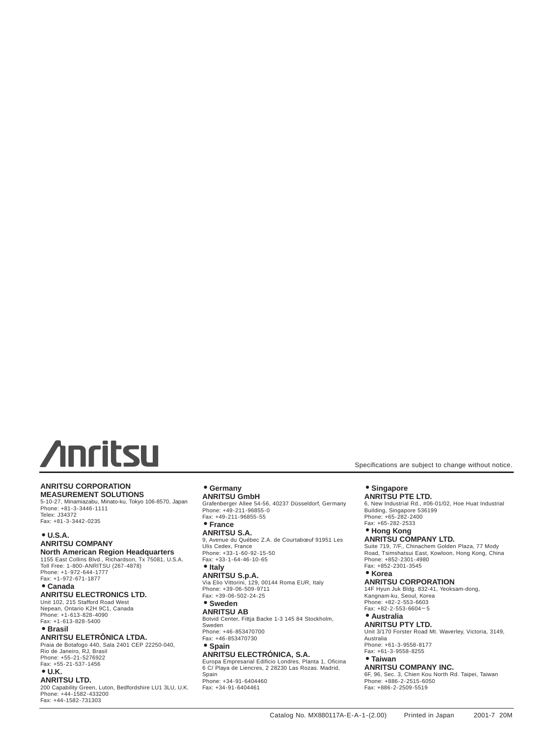# Anritsu

Specifications are subject to change without notice.

**ANRITSU CORPORATION**
**MEASUREMENT SOLUTIONS**
5-10-27, Minamiazabu, Minato-ku, Tokyo 106-8570, Japan
Phone: +81-3-3446-1111
Telex: J34372
Fax: +81-3-3442-0235

- **U.S.A.**

**ANRITSU COMPANY**
**North American Region Headquarters**
1155 East Collins Blvd., Richardson, Tx 75081, U.S.A.
Toll Free: 1-800-ANRITSU (267-4878)
Phone: +1-972-644-1777
Fax: +1-972-671-1877

- **Canada**

**ANRITSU ELECTRONICS LTD.**
Unit 102, 215 Stafford Road West
Nepean, Ontario K2H 9C1, Canada
Phone: +1-613-828-4090
Fax: +1-613-828-5400

- **Brasil**

**ANRITSU ELETRÔNICA LTDA.**
Praia de Botafogo 440, Sala 2401 CEP 22250-040,
Rio de Janeiro, RJ, Brasil
Phone: +55-21-5276922
Fax: +55-21-537-1456

- **U.K.**

**ANRITSU LTD.**
200 Capability Green, Luton, Bedfordshire LU1 3LU, U.K.
Phone: +44-1582-433200
Fax: +44-1582-731303

- **Germany**

**ANRITSU GmbH**
Grafenberger Allee 54-56, 40237 Düsseldorf, Germany
Phone: +49-211-96855-0
Fax: +49-211-96855-55

- **France**

**ANRITSU S.A.**
9, Avenue du Québec Z.A. de Courtabœuf 91951 Les Ulis Cedex, France
Phone: +33-1-60-92-15-50
Fax: +33-1-64-46-10-65

- **Italy**

**ANRITSU S.p.A.**
Via Elio Vittorini, 129, 00144 Roma EUR, Italy
Phone: +39-06-509-9711
Fax: +39-06-502-24-25

- **Sweden**

**ANRITSU AB**
Botvid Center, Fittja Backe 1-3 145 84 Stockholm, Sweden
Phone: +46-853470700
Fax: +46-853470730

- **Spain**

**ANRITSU ELECTRÓNICA, S.A.**
Europa Empresarial Edificio Londres, Planta 1, Oficina 6 C/ Playa de Liencres, 2 28230 Las Rozas. Madrid, Spain
Phone: +34-91-6404460
Fax: +34-91-6404461

- **Singapore**

**ANRITSU PTE LTD.**
6, New Industrial Rd., #06-01/02, Hoe Huat Industrial Building, Singapore 536199
Phone: +65-282-2400
Fax: +65-282-2533

- **Hong Kong**

**ANRITSU COMPANY LTD.**
Suite 719, 7/F., Chinachem Golden Plaza, 77 Mody Road, Tsimshatsui East, Kowloon, Hong Kong, China
Phone: +852-2301-4980
Fax: +852-2301-3545

- **Korea**

**ANRITSU CORPORATION**
14F Hyun Juk Bldg. 832-41, Yeoksam-dong, Kangnam-ku, Seoul, Korea
Phone: +82-2-553-6603
Fax: +82-2-553-6604～5

- **Australia**

**ANRITSU PTY LTD.**
Unit 3/170 Forster Road Mt. Waverley, Victoria, 3149, Australia
Phone: +61-3-9558-8177
Fax: +61-3-9558-8255

- **Taiwan**

**ANRITSU COMPANY INC.**
6F, 96, Sec. 3, Chien Kou North Rd. Taipei, Taiwan
Phone: +886-2-2515-6050
Fax: +886-2-2509-5519

Catalog No. MX880117A-E-A-1-(2.00) Printed in Japan 2001-7 20M